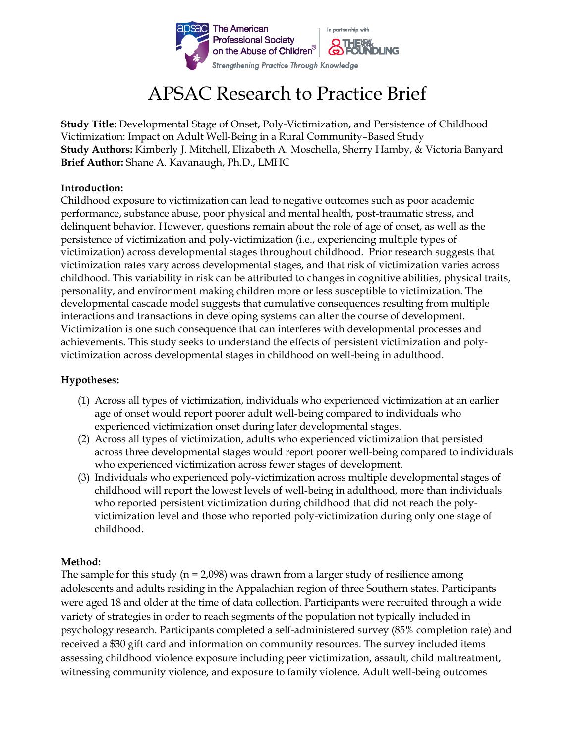# APSAC Research to Practice Brief

**Study Title:** Developmental Stage of Onset, Poly-Victimization, and Persistence of Childhood Victimization: Impact on Adult Well-Being in a Rural Community–Based Study
**Study Authors:** Kimberly J. Mitchell, Elizabeth A. Moschella, Sherry Hamby, & Victoria Banyard
**Brief Author:** Shane A. Kavanaugh, Ph.D., LMHC

**Introduction:**
Childhood exposure to victimization can lead to negative outcomes such as poor academic performance, substance abuse, poor physical and mental health, post-traumatic stress, and delinquent behavior. However, questions remain about the role of age of onset, as well as the persistence of victimization and poly-victimization (i.e., experiencing multiple types of victimization) across developmental stages throughout childhood. Prior research suggests that victimization rates vary across developmental stages, and that risk of victimization varies across childhood. This variability in risk can be attributed to changes in cognitive abilities, physical traits, personality, and environment making children more or less susceptible to victimization. The developmental cascade model suggests that cumulative consequences resulting from multiple interactions and transactions in developing systems can alter the course of development. Victimization is one such consequence that can interferes with developmental processes and achievements. This study seeks to understand the effects of persistent victimization and poly-victimization across developmental stages in childhood on well-being in adulthood.

**Hypotheses:**

(1) Across all types of victimization, individuals who experienced victimization at an earlier age of onset would report poorer adult well-being compared to individuals who experienced victimization onset during later developmental stages.
(2) Across all types of victimization, adults who experienced victimization that persisted across three developmental stages would report poorer well-being compared to individuals who experienced victimization across fewer stages of development.
(3) Individuals who experienced poly-victimization across multiple developmental stages of childhood will report the lowest levels of well-being in adulthood, more than individuals who reported persistent victimization during childhood that did not reach the poly-victimization level and those who reported poly-victimization during only one stage of childhood.

**Method:**
The sample for this study (n = 2,098) was drawn from a larger study of resilience among adolescents and adults residing in the Appalachian region of three Southern states. Participants were aged 18 and older at the time of data collection. Participants were recruited through a wide variety of strategies in order to reach segments of the population not typically included in psychology research. Participants completed a self-administered survey (85% completion rate) and received a $30 gift card and information on community resources. The survey included items assessing childhood violence exposure including peer victimization, assault, child maltreatment, witnessing community violence, and exposure to family violence. Adult well-being outcomes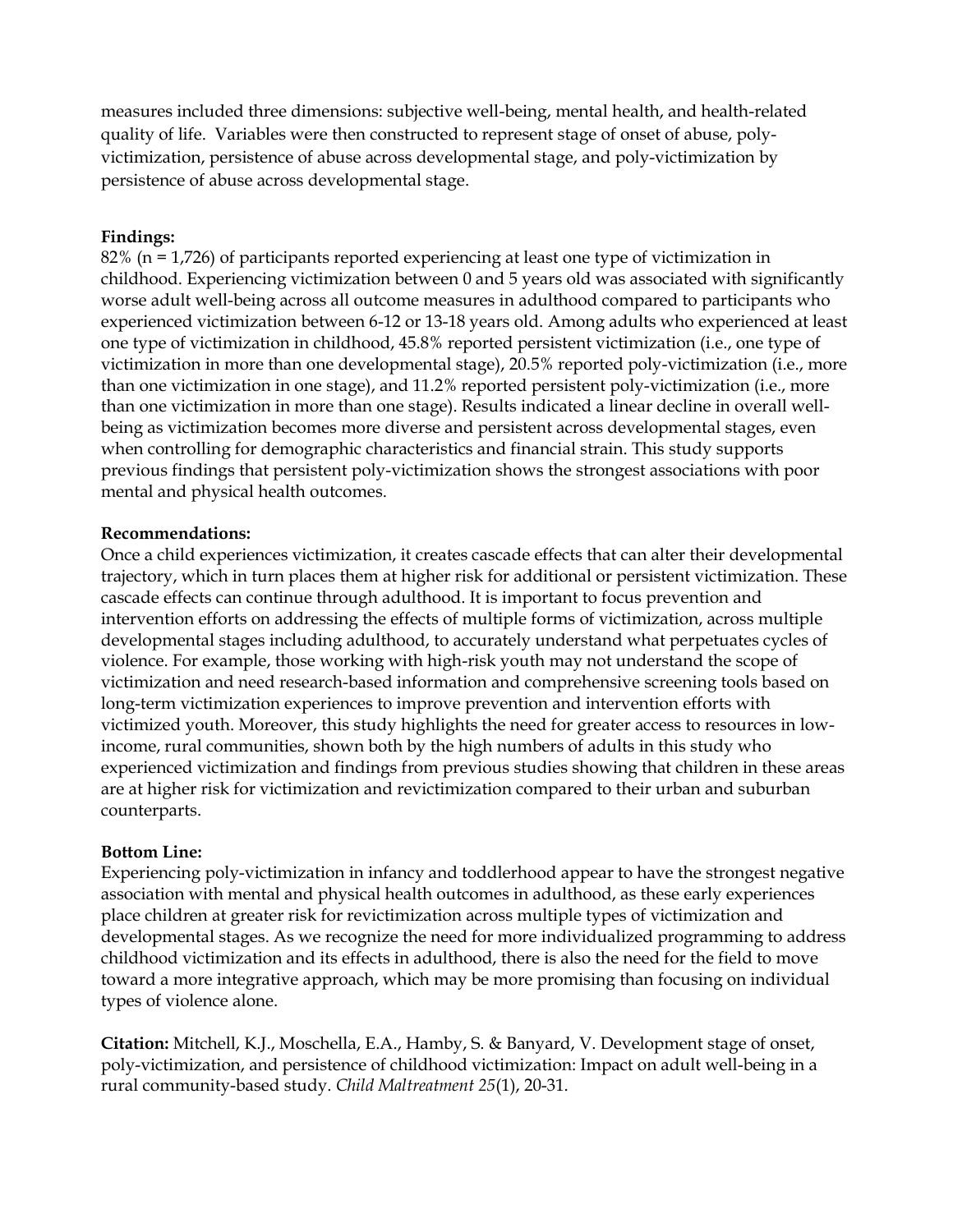measures included three dimensions: subjective well-being, mental health, and health-related quality of life. Variables were then constructed to represent stage of onset of abuse, poly-victimization, persistence of abuse across developmental stage, and poly-victimization by persistence of abuse across developmental stage.

**Findings:**

82% (n = 1,726) of participants reported experiencing at least one type of victimization in childhood. Experiencing victimization between 0 and 5 years old was associated with significantly worse adult well-being across all outcome measures in adulthood compared to participants who experienced victimization between 6-12 or 13-18 years old. Among adults who experienced at least one type of victimization in childhood, 45.8% reported persistent victimization (i.e., one type of victimization in more than one developmental stage), 20.5% reported poly-victimization (i.e., more than one victimization in one stage), and 11.2% reported persistent poly-victimization (i.e., more than one victimization in more than one stage). Results indicated a linear decline in overall well-being as victimization becomes more diverse and persistent across developmental stages, even when controlling for demographic characteristics and financial strain. This study supports previous findings that persistent poly-victimization shows the strongest associations with poor mental and physical health outcomes.

**Recommendations:**

Once a child experiences victimization, it creates cascade effects that can alter their developmental trajectory, which in turn places them at higher risk for additional or persistent victimization. These cascade effects can continue through adulthood. It is important to focus prevention and intervention efforts on addressing the effects of multiple forms of victimization, across multiple developmental stages including adulthood, to accurately understand what perpetuates cycles of violence. For example, those working with high-risk youth may not understand the scope of victimization and need research-based information and comprehensive screening tools based on long-term victimization experiences to improve prevention and intervention efforts with victimized youth. Moreover, this study highlights the need for greater access to resources in low-income, rural communities, shown both by the high numbers of adults in this study who experienced victimization and findings from previous studies showing that children in these areas are at higher risk for victimization and revictimization compared to their urban and suburban counterparts.

**Bottom Line:**

Experiencing poly-victimization in infancy and toddlerhood appear to have the strongest negative association with mental and physical health outcomes in adulthood, as these early experiences place children at greater risk for revictimization across multiple types of victimization and developmental stages. As we recognize the need for more individualized programming to address childhood victimization and its effects in adulthood, there is also the need for the field to move toward a more integrative approach, which may be more promising than focusing on individual types of violence alone.

**Citation:** Mitchell, K.J., Moschella, E.A., Hamby, S. & Banyard, V. Development stage of onset, poly-victimization, and persistence of childhood victimization: Impact on adult well-being in a rural community-based study. *Child Maltreatment 25*(1), 20-31.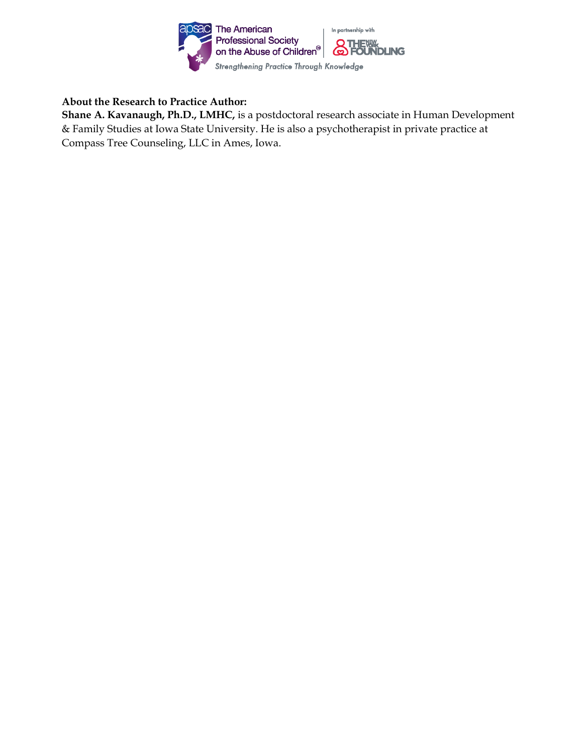**About the Research to Practice Author:**

**Shane A. Kavanaugh, Ph.D., LMHC,** is a postdoctoral research associate in Human Development & Family Studies at Iowa State University. He is also a psychotherapist in private practice at Compass Tree Counseling, LLC in Ames, Iowa.